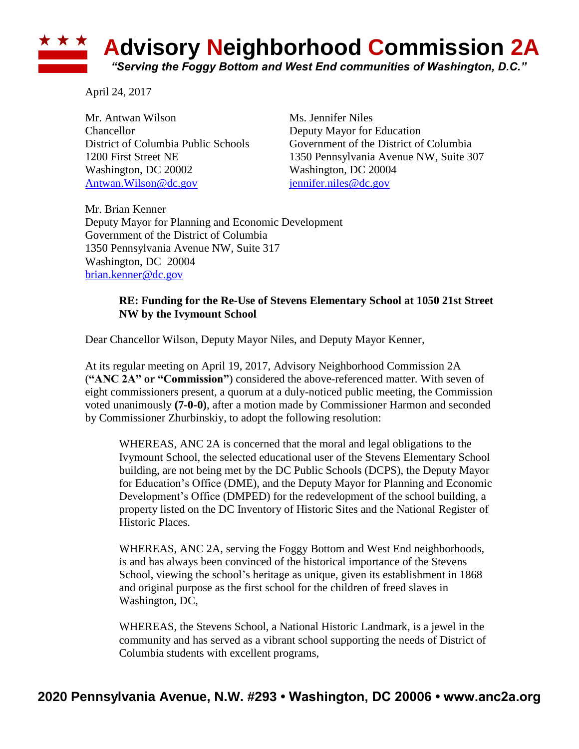# Advisory Neighborhood Commission 2A

*"Serving the Foggy Bottom and West End communities of Washington, D.C."*

April 24, 2017

Mr. Antwan Wilson
Chancellor
District of Columbia Public Schools
1200 First Street NE
Washington, DC 20002
Antwan.Wilson@dc.gov

Ms. Jennifer Niles
Deputy Mayor for Education
Government of the District of Columbia
1350 Pennsylvania Avenue NW, Suite 307
Washington, DC 20004
jennifer.niles@dc.gov

Mr. Brian Kenner
Deputy Mayor for Planning and Economic Development
Government of the District of Columbia
1350 Pennsylvania Avenue NW, Suite 317
Washington, DC 20004
brian.kenner@dc.gov

**RE: Funding for the Re-Use of Stevens Elementary School at 1050 21st Street NW by the Ivymount School**

Dear Chancellor Wilson, Deputy Mayor Niles, and Deputy Mayor Kenner,

At its regular meeting on April 19, 2017, Advisory Neighborhood Commission 2A (**"ANC 2A" or "Commission"**) considered the above-referenced matter. With seven of eight commissioners present, a quorum at a duly-noticed public meeting, the Commission voted unanimously **(7-0-0)**, after a motion made by Commissioner Harmon and seconded by Commissioner Zhurbinskiy, to adopt the following resolution:

> WHEREAS, ANC 2A is concerned that the moral and legal obligations to the Ivymount School, the selected educational user of the Stevens Elementary School building, are not being met by the DC Public Schools (DCPS), the Deputy Mayor for Education's Office (DME), and the Deputy Mayor for Planning and Economic Development's Office (DMPED) for the redevelopment of the school building, a property listed on the DC Inventory of Historic Sites and the National Register of Historic Places.
>
> WHEREAS, ANC 2A, serving the Foggy Bottom and West End neighborhoods, is and has always been convinced of the historical importance of the Stevens School, viewing the school's heritage as unique, given its establishment in 1868 and original purpose as the first school for the children of freed slaves in Washington, DC,
>
> WHEREAS, the Stevens School, a National Historic Landmark, is a jewel in the community and has served as a vibrant school supporting the needs of District of Columbia students with excellent programs,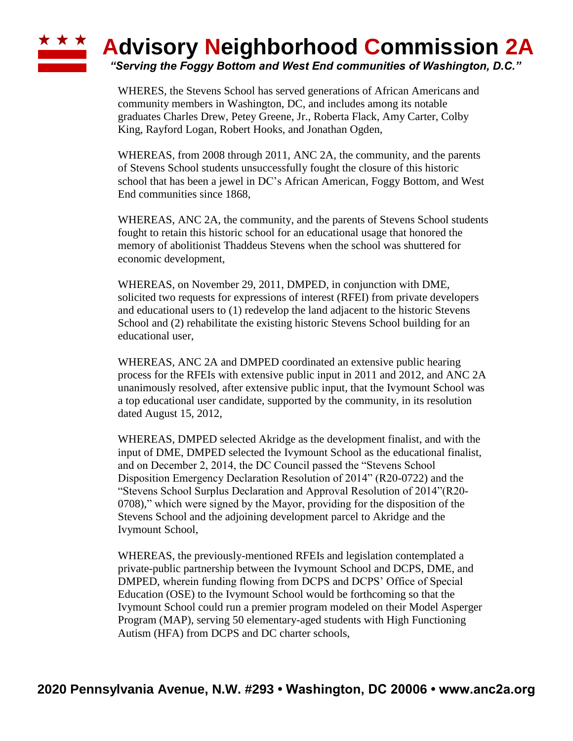WHERES, the Stevens School has served generations of African Americans and community members in Washington, DC, and includes among its notable graduates Charles Drew, Petey Greene, Jr., Roberta Flack, Amy Carter, Colby King, Rayford Logan, Robert Hooks, and Jonathan Ogden,

WHEREAS, from 2008 through 2011, ANC 2A, the community, and the parents of Stevens School students unsuccessfully fought the closure of this historic school that has been a jewel in DC's African American, Foggy Bottom, and West End communities since 1868,

WHEREAS, ANC 2A, the community, and the parents of Stevens School students fought to retain this historic school for an educational usage that honored the memory of abolitionist Thaddeus Stevens when the school was shuttered for economic development,

WHEREAS, on November 29, 2011, DMPED, in conjunction with DME, solicited two requests for expressions of interest (RFEI) from private developers and educational users to (1) redevelop the land adjacent to the historic Stevens School and (2) rehabilitate the existing historic Stevens School building for an educational user,

WHEREAS, ANC 2A and DMPED coordinated an extensive public hearing process for the RFEIs with extensive public input in 2011 and 2012, and ANC 2A unanimously resolved, after extensive public input, that the Ivymount School was a top educational user candidate, supported by the community, in its resolution dated August 15, 2012,

WHEREAS, DMPED selected Akridge as the development finalist, and with the input of DME, DMPED selected the Ivymount School as the educational finalist, and on December 2, 2014, the DC Council passed the "Stevens School Disposition Emergency Declaration Resolution of 2014" (R20-0722) and the "Stevens School Surplus Declaration and Approval Resolution of 2014"(R20-0708)," which were signed by the Mayor, providing for the disposition of the Stevens School and the adjoining development parcel to Akridge and the Ivymount School,

WHEREAS, the previously-mentioned RFEIs and legislation contemplated a private-public partnership between the Ivymount School and DCPS, DME, and DMPED, wherein funding flowing from DCPS and DCPS' Office of Special Education (OSE) to the Ivymount School would be forthcoming so that the Ivymount School could run a premier program modeled on their Model Asperger Program (MAP), serving 50 elementary-aged students with High Functioning Autism (HFA) from DCPS and DC charter schools,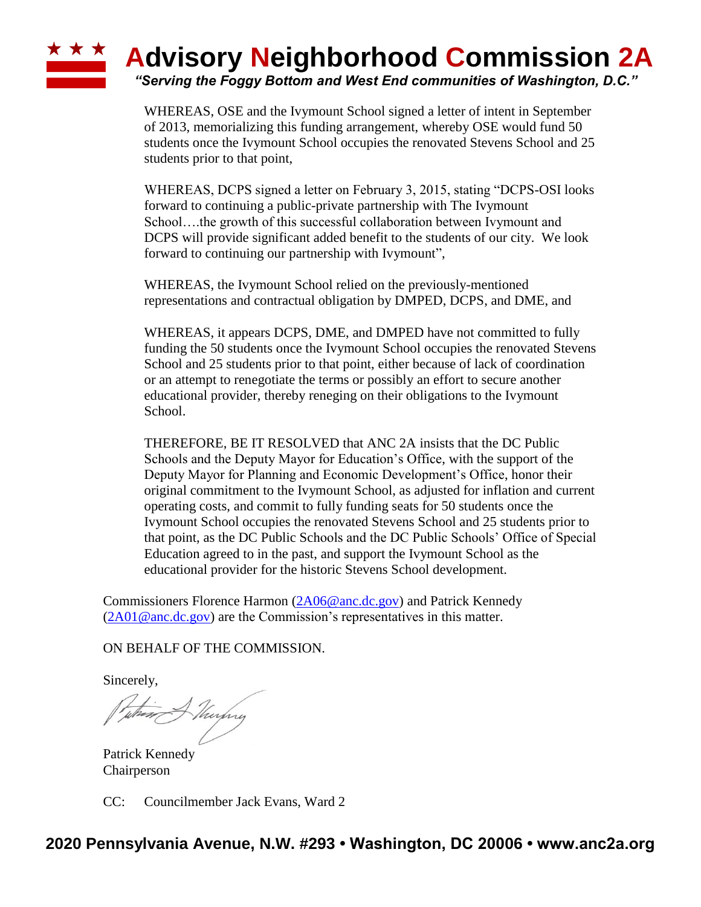WHEREAS, OSE and the Ivymount School signed a letter of intent in September of 2013, memorializing this funding arrangement, whereby OSE would fund 50 students once the Ivymount School occupies the renovated Stevens School and 25 students prior to that point,

WHEREAS, DCPS signed a letter on February 3, 2015, stating "DCPS-OSI looks forward to continuing a public-private partnership with The Ivymount School….the growth of this successful collaboration between Ivymount and DCPS will provide significant added benefit to the students of our city. We look forward to continuing our partnership with Ivymount",

WHEREAS, the Ivymount School relied on the previously-mentioned representations and contractual obligation by DMPED, DCPS, and DME, and

WHEREAS, it appears DCPS, DME, and DMPED have not committed to fully funding the 50 students once the Ivymount School occupies the renovated Stevens School and 25 students prior to that point, either because of lack of coordination or an attempt to renegotiate the terms or possibly an effort to secure another educational provider, thereby reneging on their obligations to the Ivymount School.

THEREFORE, BE IT RESOLVED that ANC 2A insists that the DC Public Schools and the Deputy Mayor for Education's Office, with the support of the Deputy Mayor for Planning and Economic Development's Office, honor their original commitment to the Ivymount School, as adjusted for inflation and current operating costs, and commit to fully funding seats for 50 students once the Ivymount School occupies the renovated Stevens School and 25 students prior to that point, as the DC Public Schools and the DC Public Schools' Office of Special Education agreed to in the past, and support the Ivymount School as the educational provider for the historic Stevens School development.

Commissioners Florence Harmon (2A06@anc.dc.gov) and Patrick Kennedy (2A01@anc.dc.gov) are the Commission's representatives in this matter.

ON BEHALF OF THE COMMISSION.

Sincerely,

Patrick Kennedy
Chairperson

CC: Councilmember Jack Evans, Ward 2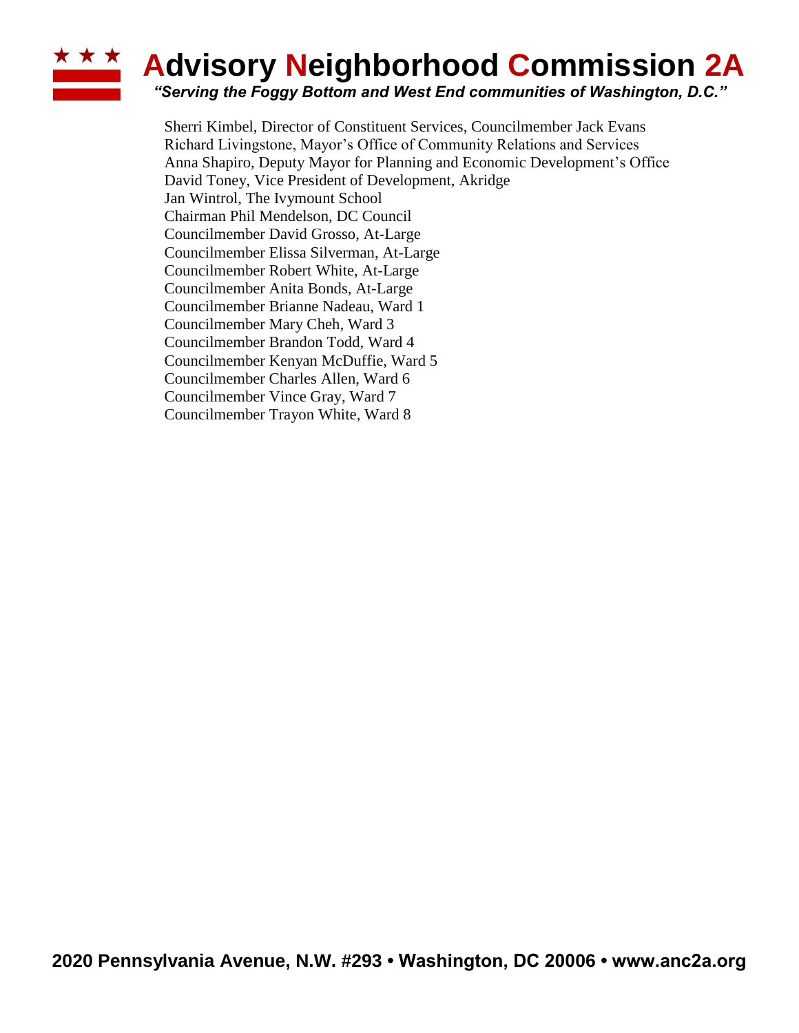Sherri Kimbel, Director of Constituent Services, Councilmember Jack Evans
Richard Livingstone, Mayor's Office of Community Relations and Services
Anna Shapiro, Deputy Mayor for Planning and Economic Development's Office
David Toney, Vice President of Development, Akridge
Jan Wintrol, The Ivymount School
Chairman Phil Mendelson, DC Council
Councilmember David Grosso, At-Large
Councilmember Elissa Silverman, At-Large
Councilmember Robert White, At-Large
Councilmember Anita Bonds, At-Large
Councilmember Brianne Nadeau, Ward 1
Councilmember Mary Cheh, Ward 3
Councilmember Brandon Todd, Ward 4
Councilmember Kenyan McDuffie, Ward 5
Councilmember Charles Allen, Ward 6
Councilmember Vince Gray, Ward 7
Councilmember Trayon White, Ward 8